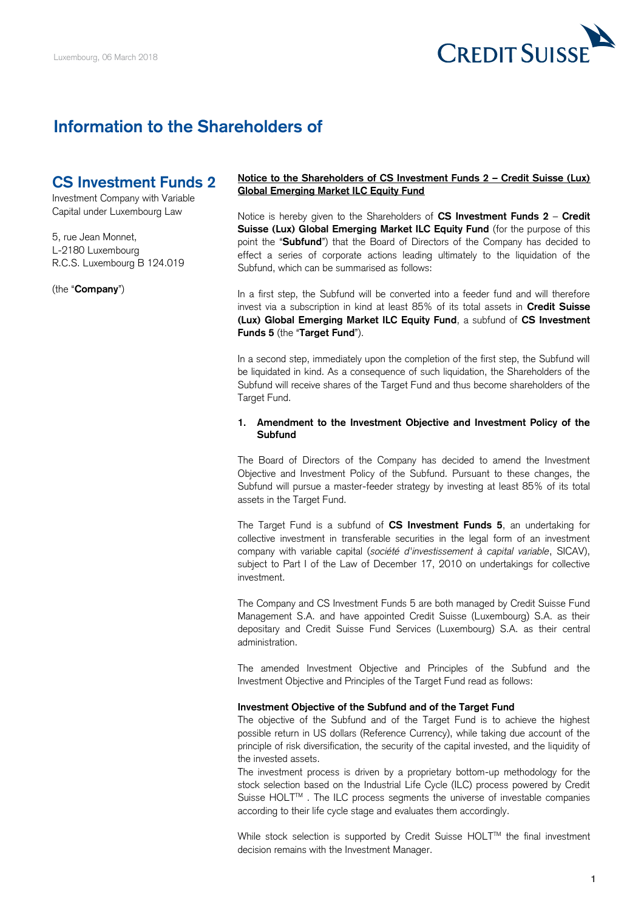Luxembourg, 06 March 2018

CREDIT SUISSE

# Information to the Shareholders of

## CS Investment Funds 2

Investment Company with Variable Capital under Luxembourg Law

5, rue Jean Monnet,
L-2180 Luxembourg
R.C.S. Luxembourg B 124.019

(the "**Company**")

**Notice to the Shareholders of CS Investment Funds 2 – Credit Suisse (Lux) Global Emerging Market ILC Equity Fund**

Notice is hereby given to the Shareholders of **CS Investment Funds 2** – **Credit Suisse (Lux) Global Emerging Market ILC Equity Fund** (for the purpose of this point the "**Subfund**") that the Board of Directors of the Company has decided to effect a series of corporate actions leading ultimately to the liquidation of the Subfund, which can be summarised as follows:

In a first step, the Subfund will be converted into a feeder fund and will therefore invest via a subscription in kind at least 85% of its total assets in **Credit Suisse (Lux) Global Emerging Market ILC Equity Fund**, a subfund of **CS Investment Funds 5** (the "**Target Fund**").

In a second step, immediately upon the completion of the first step, the Subfund will be liquidated in kind. As a consequence of such liquidation, the Shareholders of the Subfund will receive shares of the Target Fund and thus become shareholders of the Target Fund.

### 1. Amendment to the Investment Objective and Investment Policy of the Subfund

The Board of Directors of the Company has decided to amend the Investment Objective and Investment Policy of the Subfund. Pursuant to these changes, the Subfund will pursue a master-feeder strategy by investing at least 85% of its total assets in the Target Fund.

The Target Fund is a subfund of **CS Investment Funds 5**, an undertaking for collective investment in transferable securities in the legal form of an investment company with variable capital (*société d'investissement à capital variable*, SICAV), subject to Part I of the Law of December 17, 2010 on undertakings for collective investment.

The Company and CS Investment Funds 5 are both managed by Credit Suisse Fund Management S.A. and have appointed Credit Suisse (Luxembourg) S.A. as their depositary and Credit Suisse Fund Services (Luxembourg) S.A. as their central administration.

The amended Investment Objective and Principles of the Subfund and the Investment Objective and Principles of the Target Fund read as follows:

**Investment Objective of the Subfund and of the Target Fund**

The objective of the Subfund and of the Target Fund is to achieve the highest possible return in US dollars (Reference Currency), while taking due account of the principle of risk diversification, the security of the capital invested, and the liquidity of the invested assets.

The investment process is driven by a proprietary bottom-up methodology for the stock selection based on the Industrial Life Cycle (ILC) process powered by Credit Suisse HOLT™ . The ILC process segments the universe of investable companies according to their life cycle stage and evaluates them accordingly.

While stock selection is supported by Credit Suisse HOLT™ the final investment decision remains with the Investment Manager.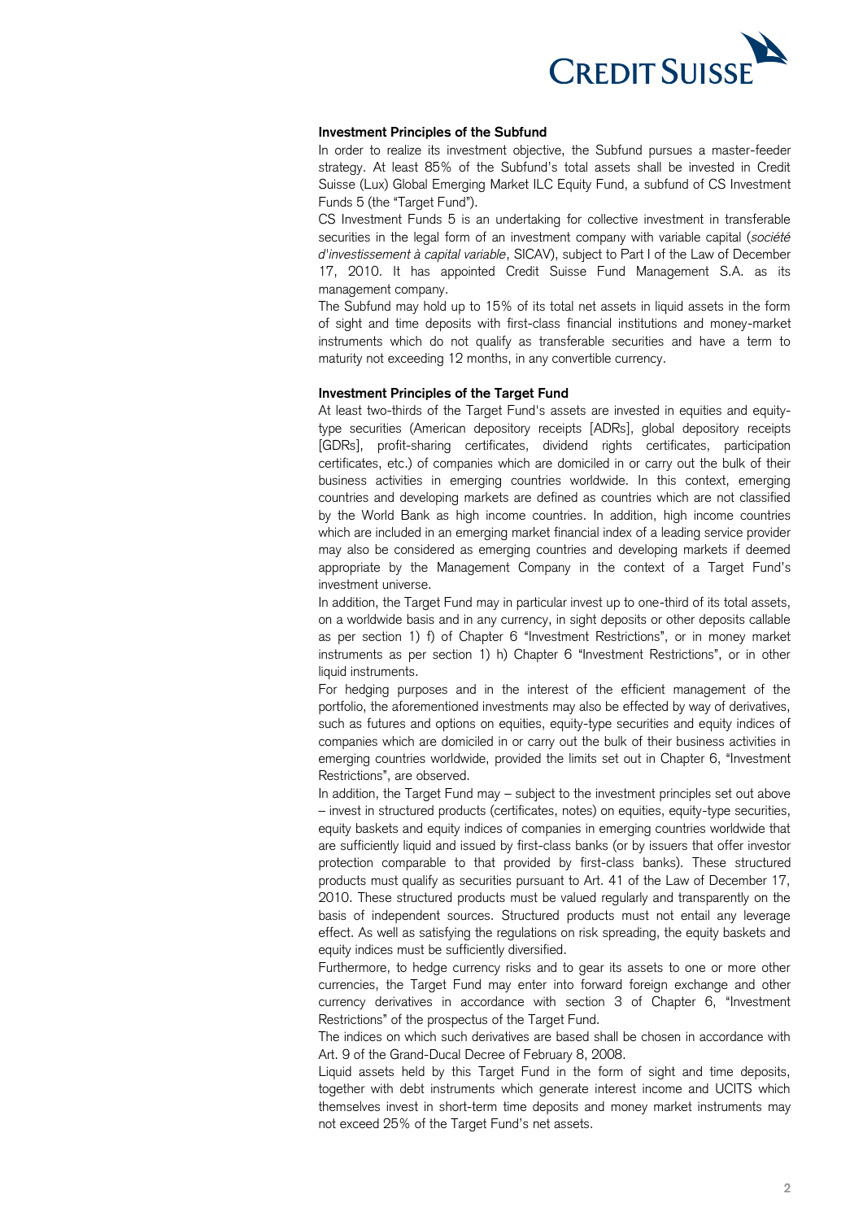**Investment Principles of the Subfund**

In order to realize its investment objective, the Subfund pursues a master-feeder strategy. At least 85% of the Subfund's total assets shall be invested in Credit Suisse (Lux) Global Emerging Market ILC Equity Fund, a subfund of CS Investment Funds 5 (the "Target Fund").

CS Investment Funds 5 is an undertaking for collective investment in transferable securities in the legal form of an investment company with variable capital (*société d'investissement à capital variable*, SICAV), subject to Part I of the Law of December 17, 2010. It has appointed Credit Suisse Fund Management S.A. as its management company.

The Subfund may hold up to 15% of its total net assets in liquid assets in the form of sight and time deposits with first-class financial institutions and money-market instruments which do not qualify as transferable securities and have a term to maturity not exceeding 12 months, in any convertible currency.

**Investment Principles of the Target Fund**

At least two-thirds of the Target Fund's assets are invested in equities and equity-type securities (American depository receipts [ADRs], global depository receipts [GDRs], profit-sharing certificates, dividend rights certificates, participation certificates, etc.) of companies which are domiciled in or carry out the bulk of their business activities in emerging countries worldwide. In this context, emerging countries and developing markets are defined as countries which are not classified by the World Bank as high income countries. In addition, high income countries which are included in an emerging market financial index of a leading service provider may also be considered as emerging countries and developing markets if deemed appropriate by the Management Company in the context of a Target Fund's investment universe.

In addition, the Target Fund may in particular invest up to one-third of its total assets, on a worldwide basis and in any currency, in sight deposits or other deposits callable as per section 1) f) of Chapter 6 "Investment Restrictions", or in money market instruments as per section 1) h) Chapter 6 "Investment Restrictions", or in other liquid instruments.

For hedging purposes and in the interest of the efficient management of the portfolio, the aforementioned investments may also be effected by way of derivatives, such as futures and options on equities, equity-type securities and equity indices of companies which are domiciled in or carry out the bulk of their business activities in emerging countries worldwide, provided the limits set out in Chapter 6, "Investment Restrictions", are observed.

In addition, the Target Fund may – subject to the investment principles set out above – invest in structured products (certificates, notes) on equities, equity-type securities, equity baskets and equity indices of companies in emerging countries worldwide that are sufficiently liquid and issued by first-class banks (or by issuers that offer investor protection comparable to that provided by first-class banks). These structured products must qualify as securities pursuant to Art. 41 of the Law of December 17, 2010. These structured products must be valued regularly and transparently on the basis of independent sources. Structured products must not entail any leverage effect. As well as satisfying the regulations on risk spreading, the equity baskets and equity indices must be sufficiently diversified.

Furthermore, to hedge currency risks and to gear its assets to one or more other currencies, the Target Fund may enter into forward foreign exchange and other currency derivatives in accordance with section 3 of Chapter 6, "Investment Restrictions" of the prospectus of the Target Fund.

The indices on which such derivatives are based shall be chosen in accordance with Art. 9 of the Grand-Ducal Decree of February 8, 2008.

Liquid assets held by this Target Fund in the form of sight and time deposits, together with debt instruments which generate interest income and UCITS which themselves invest in short-term time deposits and money market instruments may not exceed 25% of the Target Fund's net assets.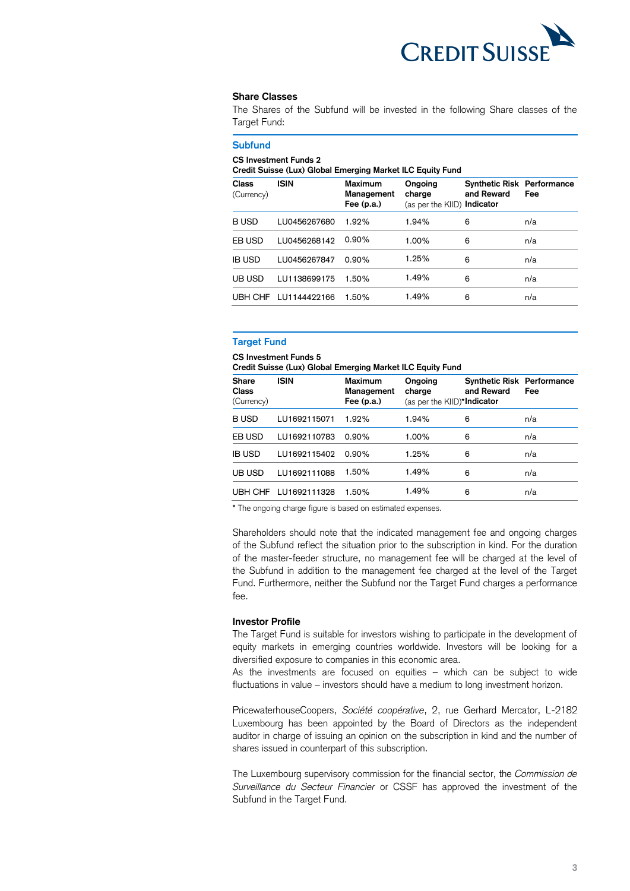## Share Classes

The Shares of the Subfund will be invested in the following Share classes of the Target Fund:

### Subfund

**CS Investment Funds 2**
**Credit Suisse (Lux) Global Emerging Market ILC Equity Fund**

| **Class** (Currency) | **ISIN** | **Maximum Management Fee (p.a.)** | **Ongoing charge** (as per the KIID) | **Synthetic Risk and Reward Indicator** | **Performance Fee** |
|---|---|---|---|---|---|
| B USD | LU0456267680 | 1.92% | 1.94% | 6 | n/a |
| EB USD | LU0456268142 | 0.90% | 1.00% | 6 | n/a |
| IB USD | LU0456267847 | 0.90% | 1.25% | 6 | n/a |
| UB USD | LU1138699175 | 1.50% | 1.49% | 6 | n/a |
| UBH CHF | LU1144422166 | 1.50% | 1.49% | 6 | n/a |

### Target Fund

**CS Investment Funds 5**
**Credit Suisse (Lux) Global Emerging Market ILC Equity Fund**

| **Share Class** (Currency) | **ISIN** | **Maximum Management Fee (p.a.)** | **Ongoing charge** (as per the KIID)* | **Synthetic Risk and Reward Indicator** | **Performance Fee** |
|---|---|---|---|---|---|
| B USD | LU1692115071 | 1.92% | 1.94% | 6 | n/a |
| EB USD | LU1692110783 | 0.90% | 1.00% | 6 | n/a |
| IB USD | LU1692115402 | 0.90% | 1.25% | 6 | n/a |
| UB USD | LU1692111088 | 1.50% | 1.49% | 6 | n/a |
| UBH CHF | LU1692111328 | 1.50% | 1.49% | 6 | n/a |

* The ongoing charge figure is based on estimated expenses.

Shareholders should note that the indicated management fee and ongoing charges of the Subfund reflect the situation prior to the subscription in kind. For the duration of the master-feeder structure, no management fee will be charged at the level of the Subfund in addition to the management fee charged at the level of the Target Fund. Furthermore, neither the Subfund nor the Target Fund charges a performance fee.

## Investor Profile

The Target Fund is suitable for investors wishing to participate in the development of equity markets in emerging countries worldwide. Investors will be looking for a diversified exposure to companies in this economic area.
As the investments are focused on equities – which can be subject to wide fluctuations in value – investors should have a medium to long investment horizon.

PricewaterhouseCoopers, *Société coopérative*, 2, rue Gerhard Mercator, L-2182 Luxembourg has been appointed by the Board of Directors as the independent auditor in charge of issuing an opinion on the subscription in kind and the number of shares issued in counterpart of this subscription.

The Luxembourg supervisory commission for the financial sector, the *Commission de Surveillance du Secteur Financier* or CSSF has approved the investment of the Subfund in the Target Fund.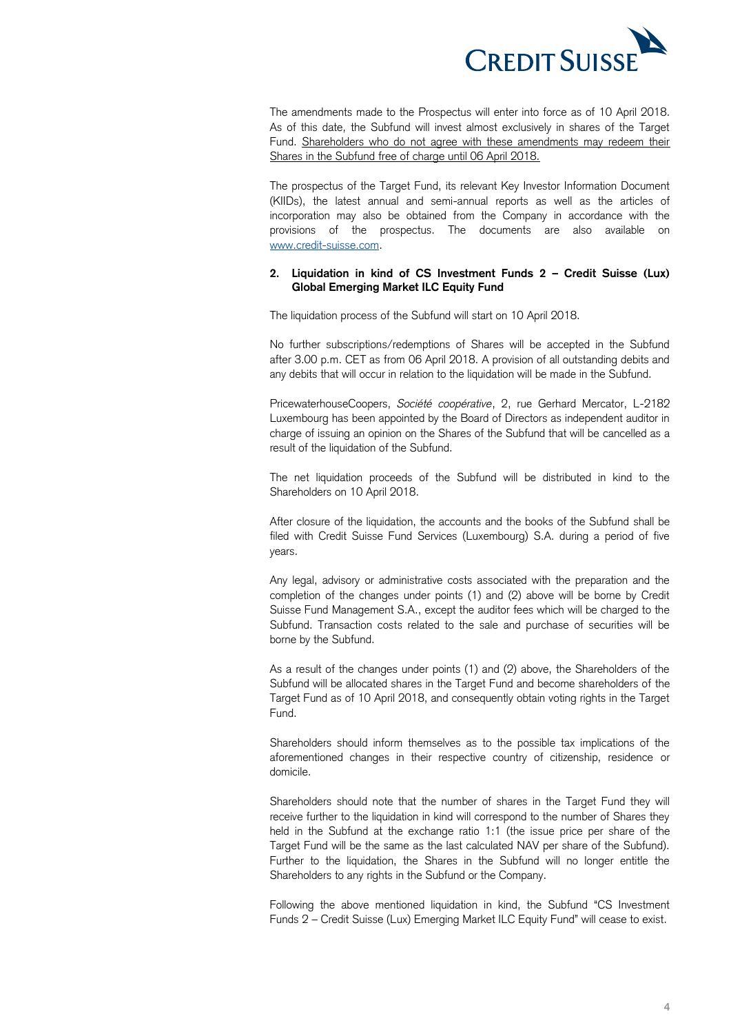The amendments made to the Prospectus will enter into force as of 10 April 2018. As of this date, the Subfund will invest almost exclusively in shares of the Target Fund. Shareholders who do not agree with these amendments may redeem their Shares in the Subfund free of charge until 06 April 2018.

The prospectus of the Target Fund, its relevant Key Investor Information Document (KIIDs), the latest annual and semi-annual reports as well as the articles of incorporation may also be obtained from the Company in accordance with the provisions of the prospectus. The documents are also available on www.credit-suisse.com.

**2. Liquidation in kind of CS Investment Funds 2 – Credit Suisse (Lux) Global Emerging Market ILC Equity Fund**

The liquidation process of the Subfund will start on 10 April 2018.

No further subscriptions/redemptions of Shares will be accepted in the Subfund after 3.00 p.m. CET as from 06 April 2018. A provision of all outstanding debits and any debits that will occur in relation to the liquidation will be made in the Subfund.

PricewaterhouseCoopers, *Société coopérative*, 2, rue Gerhard Mercator, L-2182 Luxembourg has been appointed by the Board of Directors as independent auditor in charge of issuing an opinion on the Shares of the Subfund that will be cancelled as a result of the liquidation of the Subfund.

The net liquidation proceeds of the Subfund will be distributed in kind to the Shareholders on 10 April 2018.

After closure of the liquidation, the accounts and the books of the Subfund shall be filed with Credit Suisse Fund Services (Luxembourg) S.A. during a period of five years.

Any legal, advisory or administrative costs associated with the preparation and the completion of the changes under points (1) and (2) above will be borne by Credit Suisse Fund Management S.A., except the auditor fees which will be charged to the Subfund. Transaction costs related to the sale and purchase of securities will be borne by the Subfund.

As a result of the changes under points (1) and (2) above, the Shareholders of the Subfund will be allocated shares in the Target Fund and become shareholders of the Target Fund as of 10 April 2018, and consequently obtain voting rights in the Target Fund.

Shareholders should inform themselves as to the possible tax implications of the aforementioned changes in their respective country of citizenship, residence or domicile.

Shareholders should note that the number of shares in the Target Fund they will receive further to the liquidation in kind will correspond to the number of Shares they held in the Subfund at the exchange ratio 1:1 (the issue price per share of the Target Fund will be the same as the last calculated NAV per share of the Subfund). Further to the liquidation, the Shares in the Subfund will no longer entitle the Shareholders to any rights in the Subfund or the Company.

Following the above mentioned liquidation in kind, the Subfund "CS Investment Funds 2 – Credit Suisse (Lux) Emerging Market ILC Equity Fund" will cease to exist.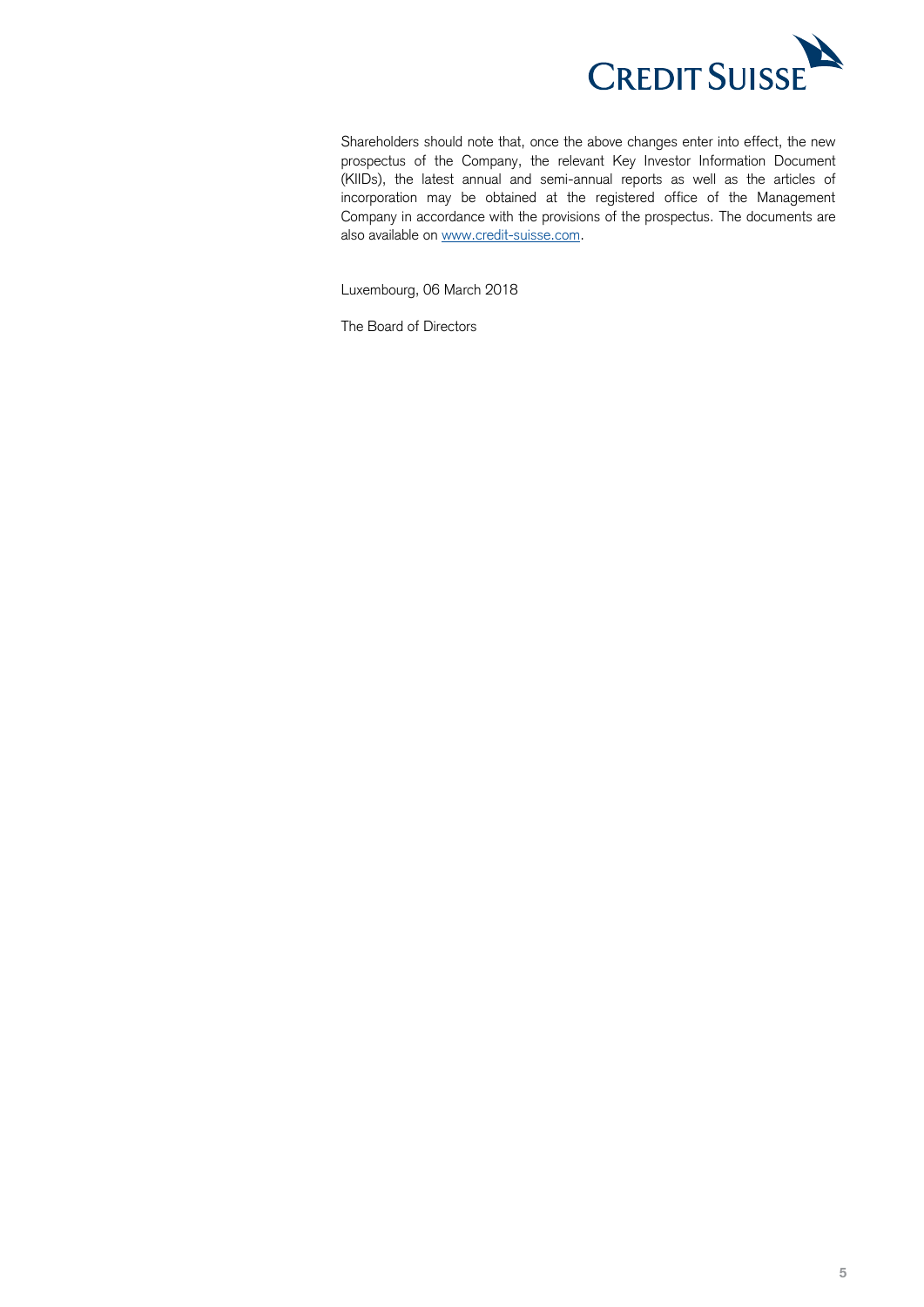Shareholders should note that, once the above changes enter into effect, the new prospectus of the Company, the relevant Key Investor Information Document (KIIDs), the latest annual and semi-annual reports as well as the articles of incorporation may be obtained at the registered office of the Management Company in accordance with the provisions of the prospectus. The documents are also available on www.credit-suisse.com.

Luxembourg, 06 March 2018

The Board of Directors